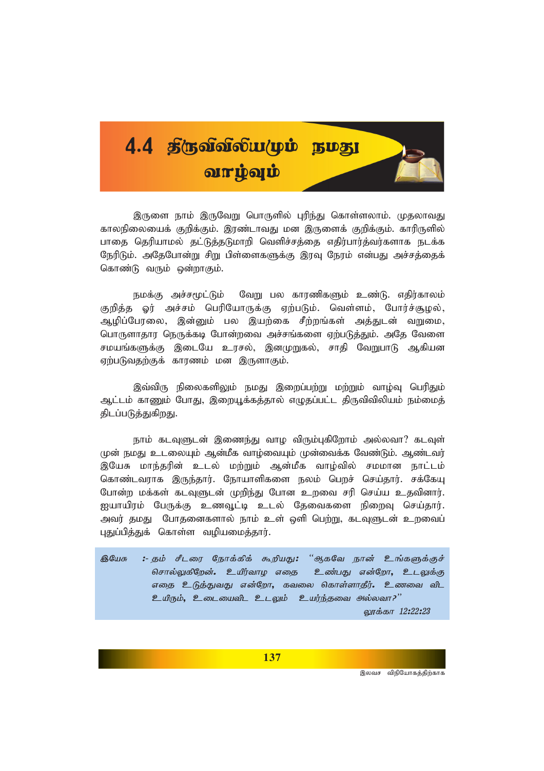# 4.4 திருவிவிலியமும் நமது வாழ்வும்

இருளை நாம் இருவேறு பொருளில் புரிந்து கொள்ளலாம். முதலாவது காலநிலையைக் குறிக்கும். இரண்டாவது மன இருளைக் குறிக்கும். காரிருளில் பாதை தெரியாமல் தட்டுத்தடுமாறி வெளிச்சத்தை எதிர்பார்த்தவர்களாக நடக்க நேரிடும். அதேபோன்று சிறு பிள்ளைகளுக்கு இரவு நேரம் என்பது அச்சத்தைக் கொண்டு வரும் ஒன்றாகும்.

நமக்கு அச்சமூட்டும் வேறு பல காரணிகளும் உண்டு. எதிர்காலம் குறித்த ஓர் அச்சம் பெரியோருக்கு ஏற்படும். வெள்ளம், போர்ச்சூழல், ஆழிப்பேரலை, இன்னும் பல இயற்கை சீற்றங்கள் அத்துடன் வறுமை, பொருளாதார நெருக்கடி போன்றவை அச்சங்களை ஏற்படுத்தும். அதே வேளை சமயங்களுக்கு இடையே உரசல், இனமுறுகல், சாதி வேறுபாடு ஆகியன ஏற்படுவதற்குக் காரணம் மன இருளாகும்.

இவ்விரு நிலைகளிலும் நமது இறைப்பற்று மற்றும் வாழ்வு பெரிதும் ஆட்டம் காணும் போது, இறையூக்கத்தால் எழுதப்பட்ட திருவிவிலியம் நம்மைத் திடப்படுத்துகிறது.

நாம் கடவுளுடன் இணைந்து வாழ விரும்புகிறோம் அல்லவா? கடவுள் முன் நமது உடலையும் ஆன்மீக வாழ்வையும் முன்வைக்க வேண்டும். ஆண்டவர் இயேசு மாந்தரின் உடல் மற்றும் ஆன்மீக வாழ்வில் சமமான நாட்டம் கொண்டவராக இருந்தார். நோயாளிகளை நலம் பெறச் செய்தார். சக்கேயு போன்ற மக்கள் கடவுளுடன் முறிந்து போன உறவை சரி செய்ய உதவினார். ஐயாயிரம் பேருக்கு உணவூட்டி உடல் தேவைகளை நிறைவு செய்தார். அவர் தமது போதனைகளால் நாம் உள் ஒளி பெற்று, கடவுளுடன் உறவைப் புதுப்பித்துக் கொள்ள வழியமைத்தார்.

> ***இயேசு*** *:- தம் சீடரை நோக்கிக் கூறியது:* *"ஆகவே நான் உங்களுக்குச் சொல்லுகிறேன். உயிர்வாழ எதை உண்பது என்றோ, உடலுக்கு எதை உடுத்துவது என்றோ, கவலை கொள்ளாதீர். உணவை விட உயிரும், உடையைவிட உடலும் உயர்ந்தவை அல்லவா?"*
>
> *லூக்கா 12:22:23*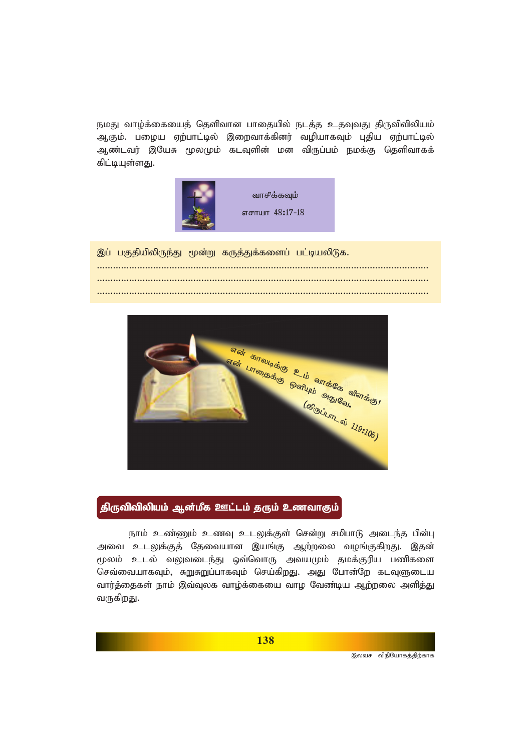நமது வாழ்க்கையைத் தெளிவான பாதையில் நடத்த உதவுவது திருவிவிலியம் ஆகும். பழைய ஏற்பாட்டில் இறைவாக்கினர் வழியாகவும் புதிய ஏற்பாட்டில் ஆண்டவர் இயேசு மூலமும் கடவுளின் மன விருப்பம் நமக்கு தெளிவாகக் கிட்டியுள்ளது.

வாசிக்கவும்

எசாயா 48:17-18

இப் பகுதியிலிருந்து மூன்று கருத்துக்களைப் பட்டியலிடுக.

............................................................................................................................

............................................................................................................................

............................................................................................................................

என் காலடிக்கு உம் வாக்கே விளக்கு; என் பாதைக்கு ஒளியும் அதுவே. (திருப்பாடல் 119:105)

## திருவிவிலியம் ஆன்மீக ஊட்டம் தரும் உணவாகும்

நாம் உண்ணும் உணவு உடலுக்குள் சென்று சமிபாடு அடைந்த பின்பு அவை உடலுக்குத் தேவையான இயங்கு ஆற்றலை வழங்குகிறது. இதன் மூலம் உடல் வலுவடைந்து ஒவ்வொரு அவயமும் தமக்குரிய பணிகளை செவ்வையாகவும், சுறுசுறுப்பாகவும் செய்கிறது. அது போன்றே கடவுளுடைய வார்த்தைகள் நாம் இவ்வுலக வாழ்க்கையை வாழ வேண்டிய ஆற்றலை அளித்து வருகிறது.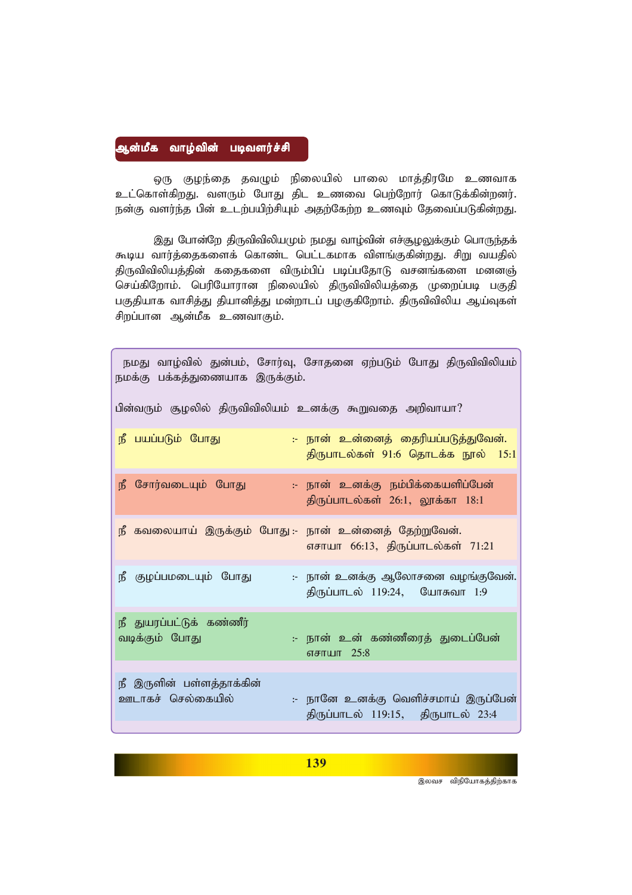## ஆன்மீக வாழ்வின் படிவளர்ச்சி

ஒரு குழந்தை தவழும் நிலையில் பாலை மாத்திரமே உணவாக உட்கொள்கிறது. வளரும் போது திட உணவை பெற்றோர் கொடுக்கின்றனர். நன்கு வளர்ந்த பின் உடற்பயிற்சியும் அதற்கேற்ற உணவும் தேவைப்படுகின்றது.

இது போன்றே திருவிவிலியமும் நமது வாழ்வின் எச்சூழலுக்கும் பொருந்தக் கூடிய வார்த்தைகளைக் கொண்ட பெட்டகமாக விளங்குகின்றது. சிறு வயதில் திருவிவிலியத்தின் கதைகளை விரும்பிப் படிப்பதோடு வசனங்களை மனனஞ் செய்கிறோம். பெரியோரான நிலையில் திருவிவிலியத்தை முறைப்படி பகுதி பகுதியாக வாசித்து தியானித்து மன்றாடப் பழகுகிறோம். திருவிவிலிய ஆய்வுகள் சிறப்பான ஆன்மீக உணவாகும்.

நமது வாழ்வில் துன்பம், சோர்வு, சோதனை ஏற்படும் போது திருவிவிலியம் நமக்கு பக்கத்துணையாக இருக்கும்.

பின்வரும் சூழலில் திருவிவிலியம் உனக்கு கூறுவதை அறிவாயா?

| | |
|---|---|
| நீ பயப்படும் போது | :- நான் உன்னைத் தைரியப்படுத்துவேன். திருபாடல்கள் 91:6 தொடக்க நூல் 15:1 |
| நீ சோர்வடையும் போது | :- நான் உனக்கு நம்பிக்கையளிப்பேன் திருப்பாடல்கள் 26:1, லூக்கா 18:1 |
| நீ கவலையாய் இருக்கும் போது | :- நான் உன்னைத் தேற்றுவேன். எசாயா 66:13, திருப்பாடல்கள் 71:21 |
| நீ குழப்பமடையும் போது | :- நான் உனக்கு ஆலோசனை வழங்குவேன். திருப்பாடல் 119:24, யோசுவா 1:9 |
| நீ துயரப்பட்டுக் கண்ணீர் வடிக்கும் போது | :- நான் உன் கண்ணீரைத் துடைப்பேன் எசாயா 25:8 |
| நீ இருளின் பள்ளத்தாக்கின் ஊடாகச் செல்கையில் | :- நானே உனக்கு வெளிச்சமாய் இருப்பேன் திருப்பாடல் 119:15, திருபாடல் 23:4 |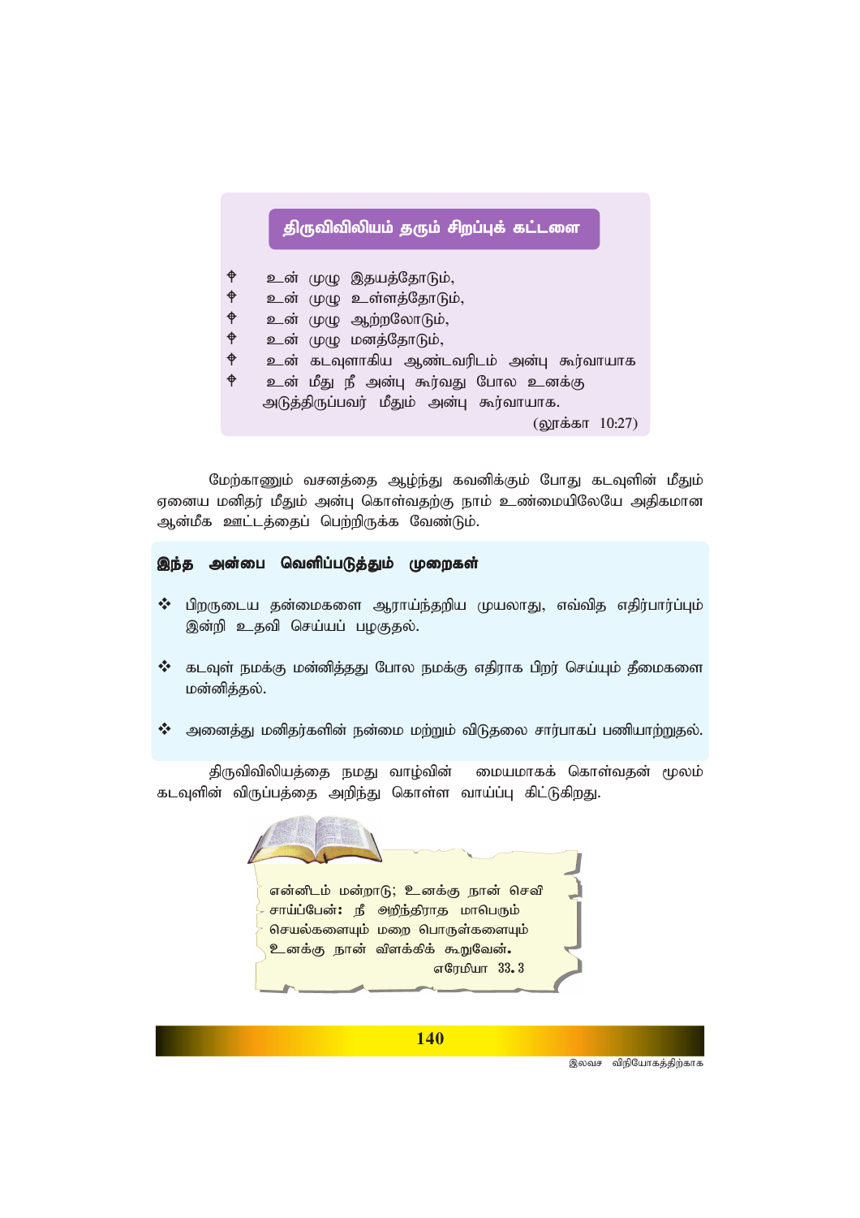### திருவிவிலியம் தரும் சிறப்புக் கட்டளை

- உன் முழு இதயத்தோடும்,
- உன் முழு உள்ளத்தோடும்,
- உன் முழு ஆற்றலோடும்,
- உன் முழு மனத்தோடும்,
- உன் கடவுளாகிய ஆண்டவரிடம் அன்பு கூர்வாயாக
- உன் மீது நீ அன்பு கூர்வது போல உனக்கு அடுத்திருப்பவர் மீதும் அன்பு கூர்வாயாக.

(லூக்கா 10:27)

மேற்காணும் வசனத்தை ஆழ்ந்து கவனிக்கும் போது கடவுளின் மீதும் ஏனைய மனிதர் மீதும் அன்பு கொள்வதற்கு நாம் உண்மையிலேயே அதிகமான ஆன்மீக ஊட்டத்தைப் பெற்றிருக்க வேண்டும்.

### இந்த அன்பை வெளிப்படுத்தும் முறைகள்

- பிறருடைய தன்மைகளை ஆராய்ந்தறிய முயலாது, எவ்வித எதிர்பார்ப்பும் இன்றி உதவி செய்யப் பழகுதல்.
- கடவுள் நமக்கு மன்னித்தது போல நமக்கு எதிராக பிறர் செய்யும் தீமைகளை மன்னித்தல்.
- அனைத்து மனிதர்களின் நன்மை மற்றும் விடுதலை சார்பாகப் பணியாற்றுதல்.

திருவிவிலியத்தை நமது வாழ்வின் மையமாகக் கொள்வதன் மூலம் கடவுளின் விருப்பத்தை அறிந்து கொள்ள வாய்ப்பு கிட்டுகிறது.

என்னிடம் மன்றாடு; உனக்கு நான் செவி சாய்ப்பேன்: நீ அறிந்திராத மாபெரும் செயல்களையும் மறை பொருள்களையும் உனக்கு நான் விளக்கிக் கூறுவேன்.

எரேமியா 33. 3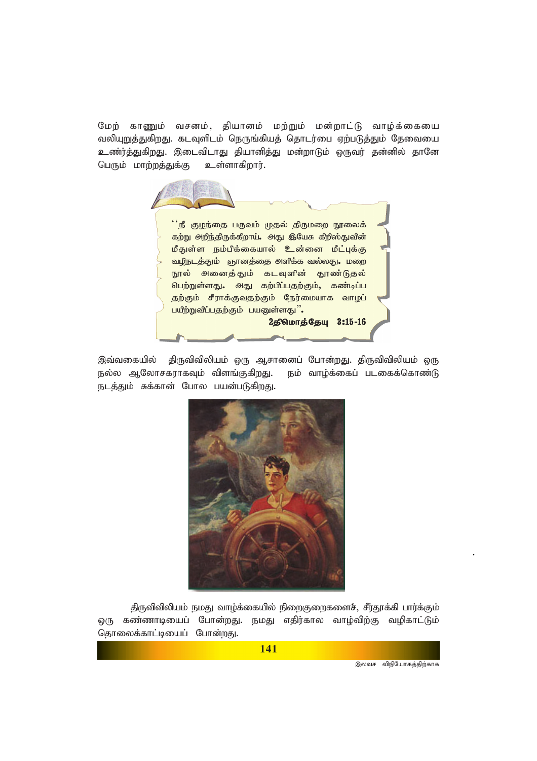மேற் காணும் வசனம், தியானம் மற்றும் மன்றாட்டு வாழ்க்கையை வலியுறுத்துகிறது. கடவுளிடம் நெருங்கியத் தொடர்பை ஏற்படுத்தும் தேவையை உணர்த்துகிறது. இடைவிடாது தியானித்து மன்றாடும் ஒருவர் தன்னில் தானே பெரும் மாற்றத்துக்கு உள்ளாகிறார்.

> "நீ குழந்தை பருவம் முதல் திருமறை நூலைக் கற்று அறிந்திருக்கிறாய். அது இயேசு கிறிஸ்துவின் மீதுள்ள நம்பிக்கையால் உன்னை மீட்புக்கு வழிநடத்தும் ஞானத்தை அளிக்க வல்லது. மறை நூல் அனைத்தும் கடவுளின் தூண்டுதல் பெற்றுள்ளது. அது கற்பிப்பதற்கும், கண்டிப்ப தற்கும் சீராக்குவதற்கும் நேர்மையாக வாழப் பயிற்றுவிப்பதற்கும் பயனுள்ளது".
>
> **2திமொத்தேயு 3:15-16**

இவ்வகையில் திருவிவிலியம் ஒரு ஆசானைப் போன்றது. திருவிவிலியம் ஒரு நல்ல ஆலோசகராகவும் விளங்குகிறது. நம் வாழ்க்கைப் படகைக்கொண்டு நடத்தும் சுக்கான் போல பயன்படுகிறது.

திருவிவிலியம் நமது வாழ்க்கையில் நிறைகுறைகளைச், சீர்தூக்கி பார்க்கும் ஒரு கண்ணாடியைப் போன்றது. நமது எதிர்கால வாழ்விற்கு வழிகாட்டும் தொலைக்காட்டியைப் போன்றது.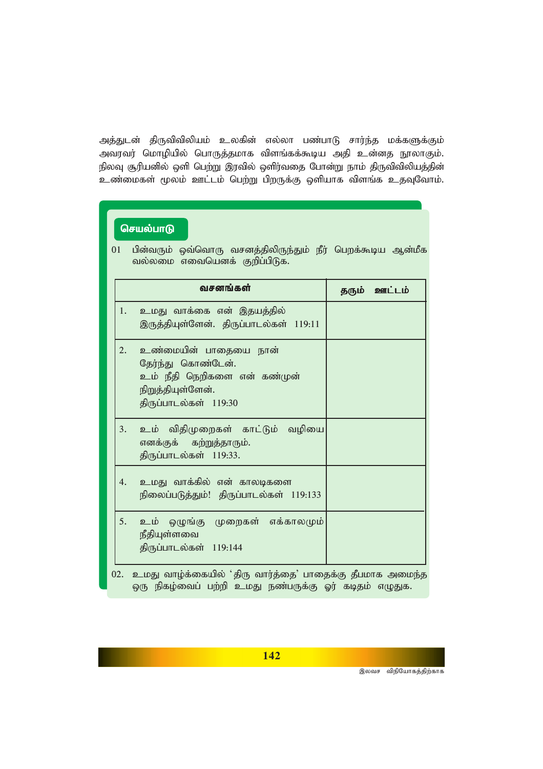அத்துடன் திருவிவிலியம் உலகின் எல்லா பண்பாடு சார்ந்த மக்களுக்கும் அவரவர் மொழியில் பொருத்தமாக விளங்கக்கூடிய அதி உன்னத நூலாகும். நிலவு சூரியனில் ஒளி பெற்று இரவில் ஒளிர்வதை போன்று நாம் திருவிவிலியத்தின் உண்மைகள் மூலம் ஊட்டம் பெற்று பிறருக்கு ஒளியாக விளங்க உதவுவோம்.

### செயல்பாடு

01 பின்வரும் ஒவ்வொரு வசனத்திலிருந்தும் நீர் பெறக்கூடிய ஆன்மீக வல்லமை எவையெனக் குறிப்பிடுக.

| வசனங்கள் | தரும் ஊட்டம் |
|---|---|
| 1. உமது வாக்கை என் இதயத்தில் இருத்தியுள்ளேன். திருப்பாடல்கள் 119:11 | |
| 2. உண்மையின் பாதையை நான் தேர்ந்து கொண்டேன். உம் நீதி நெறிகளை என் கண்முன் நிறுத்தியுள்ளேன். திருப்பாடல்கள் 119:30 | |
| 3. உம் விதிமுறைகள் காட்டும் வழியை எனக்குக் கற்றுத்தாரும். திருப்பாடல்கள் 119:33. | |
| 4. உமது வாக்கில் என் காலடிகளை நிலைப்படுத்தும்! திருப்பாடல்கள் 119:133 | |
| 5. உம் ஒழுங்கு முறைகள் எக்காலமும் நீதியுள்ளவை திருப்பாடல்கள் 119:144 | |

02. உமது வாழ்க்கையில் 'திரு வார்த்தை' பாதைக்கு தீபமாக அமைந்த ஒரு நிகழ்வைப் பற்றி உமது நண்பருக்கு ஓர் கடிதம் எழுதுக.